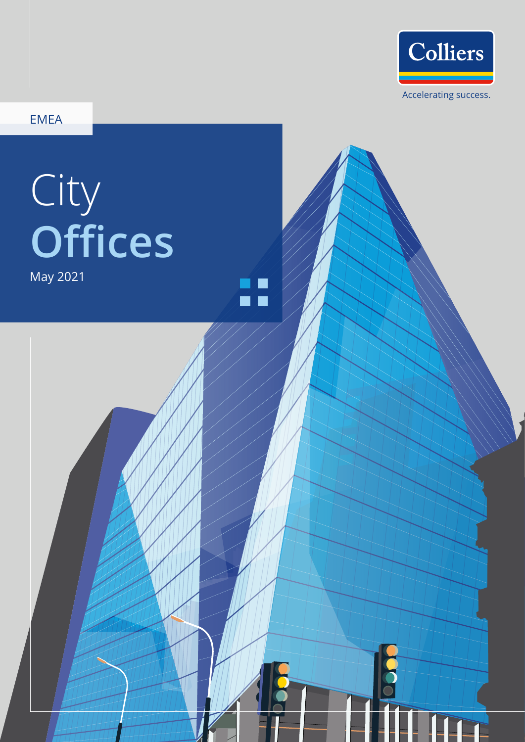Colliers

Accelerating success.

EMEA

# City Offices

May 2021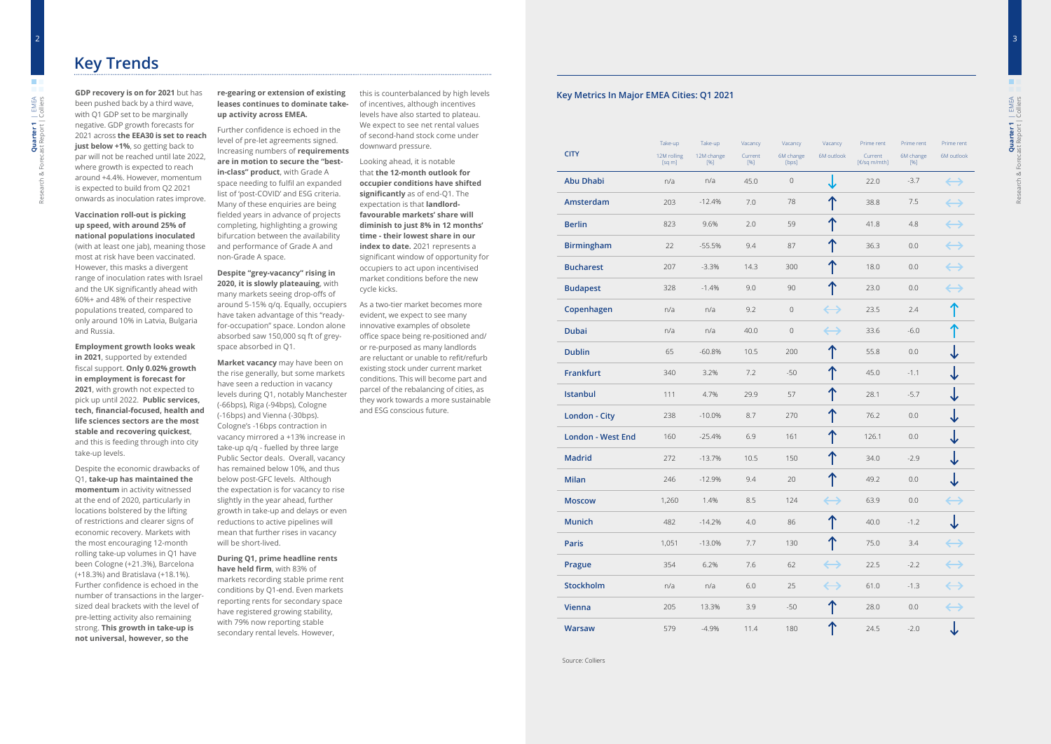# Key Trends

**GDP recovery is on for 2021** but has been pushed back by a third wave, with Q1 GDP set to be marginally negative. GDP growth forecasts for 2021 across **the EEA30 is set to reach just below +1%**, so getting back to par will not be reached until late 2022, where growth is expected to reach around +4.4%. However, momentum is expected to build from Q2 2021 onwards as inoculation rates improve.

**Vaccination roll-out is picking up speed, with around 25% of national populations inoculated** (with at least one jab), meaning those most at risk have been vaccinated. However, this masks a divergent range of inoculation rates with Israel and the UK significantly ahead with 60%+ and 48% of their respective populations treated, compared to only around 10% in Latvia, Bulgaria and Russia.

**Employment growth looks weak in 2021**, supported by extended fiscal support. **Only 0.02% growth in employment is forecast for 2021**, with growth not expected to pick up until 2022. **Public services, tech, financial-focused, health and life sciences sectors are the most stable and recovering quickest**, and this is feeding through into city take-up levels.

Despite the economic drawbacks of Q1, **take-up has maintained the momentum** in activity witnessed at the end of 2020, particularly in locations bolstered by the lifting of restrictions and clearer signs of economic recovery. Markets with the most encouraging 12-month rolling take-up volumes in Q1 have been Cologne (+21.3%), Barcelona (+18.3%) and Bratislava (+18.1%). Further confidence is echoed in the number of transactions in the larger-sized deal brackets with the level of pre-letting activity also remaining strong. **This growth in take-up is not universal, however, so the re-gearing or extension of existing leases continues to dominate take-up activity across EMEA.**

Further confidence is echoed in the level of pre-let agreements signed. Increasing numbers of **requirements are in motion to secure the "best-in-class" product**, with Grade A space needing to fulfil an expanded list of 'post-COVID' and ESG criteria. Many of these enquiries are being fielded years in advance of projects completing, highlighting a growing bifurcation between the availability and performance of Grade A and non-Grade A space.

**Despite "grey-vacancy" rising in 2020, it is slowly plateauing**, with many markets seeing drop-offs of around 5-15% q/q. Equally, occupiers have taken advantage of this "ready-for-occupation" space. London alone absorbed saw 150,000 sq ft of grey-space absorbed in Q1.

**Market vacancy** may have been on the rise generally, but some markets have seen a reduction in vacancy levels during Q1, notably Manchester (-66bps), Riga (-94bps), Cologne (-16bps) and Vienna (-30bps). Cologne's -16bps contraction in vacancy mirrored a +13% increase in take-up q/q - fuelled by three large Public Sector deals. Overall, vacancy has remained below 10%, and thus below post-GFC levels. Although the expectation is for vacancy to rise slightly in the year ahead, further growth in take-up and delays or even reductions to active pipelines will mean that further rises in vacancy will be short-lived.

**During Q1, prime headline rents have held firm**, with 83% of markets recording stable prime rent conditions by Q1-end. Even markets reporting rents for secondary space have registered growing stability, with 79% now reporting stable secondary rental levels. However, this is counterbalanced by high levels of incentives, although incentives levels have also started to plateau. We expect to see net rental values of second-hand stock come under downward pressure.

Looking ahead, it is notable that **the 12-month outlook for occupier conditions have shifted significantly** as of end-Q1. The expectation is that **landlord-favourable markets' share will diminish to just 8% in 12 months' time - their lowest share in our index to date.** 2021 represents a significant window of opportunity for occupiers to act upon incentivised market conditions before the new cycle kicks.

As a two-tier market becomes more evident, we expect to see many innovative examples of obsolete office space being re-positioned and/or re-purposed as many landlords are reluctant or unable to refit/refurb existing stock under current market conditions. This will become part and parcel of the rebalancing of cities, as they work towards a more sustainable and ESG conscious future.

## Key Metrics In Major EMEA Cities: Q1 2021

| CITY | Take-up 12M rolling [sq m] | Take-up 12M change [%] | Vacancy Current [%] | Vacancy 6M change [bps] | Vacancy 6M outlook | Prime rent Current [€/sq m/mth] | Prime rent 6M change [%] | Prime rent 6M outlook |
|---|---|---|---|---|---|---|---|---|
| Abu Dhabi | n/a | n/a | 45.0 | 0 | ↓ | 22.0 | -3.7 | ↔ |
| Amsterdam | 203 | -12.4% | 7.0 | 78 | ↑ | 38.8 | 7.5 | ↔ |
| Berlin | 823 | 9.6% | 2.0 | 59 | ↑ | 41.8 | 4.8 | ↔ |
| Birmingham | 22 | -55.5% | 9.4 | 87 | ↑ | 36.3 | 0.0 | ↔ |
| Bucharest | 207 | -3.3% | 14.3 | 300 | ↑ | 18.0 | 0.0 | ↔ |
| Budapest | 328 | -1.4% | 9.0 | 90 | ↑ | 23.0 | 0.0 | ↔ |
| Copenhagen | n/a | n/a | 9.2 | 0 | ↔ | 23.5 | 2.4 | ↑ |
| Dubai | n/a | n/a | 40.0 | 0 | ↔ | 33.6 | -6.0 | ↑ |
| Dublin | 65 | -60.8% | 10.5 | 200 | ↑ | 55.8 | 0.0 | ↓ |
| Frankfurt | 340 | 3.2% | 7.2 | -50 | ↑ | 45.0 | -1.1 | ↓ |
| Istanbul | 111 | 4.7% | 29.9 | 57 | ↑ | 28.1 | -5.7 | ↓ |
| London - City | 238 | -10.0% | 8.7 | 270 | ↑ | 76.2 | 0.0 | ↓ |
| London - West End | 160 | -25.4% | 6.9 | 161 | ↑ | 126.1 | 0.0 | ↓ |
| Madrid | 272 | -13.7% | 10.5 | 150 | ↑ | 34.0 | -2.9 | ↓ |
| Milan | 246 | -12.9% | 9.4 | 20 | ↑ | 49.2 | 0.0 | ↓ |
| Moscow | 1,260 | 1.4% | 8.5 | 124 | ↔ | 63.9 | 0.0 | ↔ |
| Munich | 482 | -14.2% | 4.0 | 86 | ↑ | 40.0 | -1.2 | ↓ |
| Paris | 1,051 | -13.0% | 7.7 | 130 | ↑ | 75.0 | 3.4 | ↔ |
| Prague | 354 | 6.2% | 7.6 | 62 | ↔ | 22.5 | -2.2 | ↔ |
| Stockholm | n/a | n/a | 6.0 | 25 | ↔ | 61.0 | -1.3 | ↔ |
| Vienna | 205 | 13.3% | 3.9 | -50 | ↑ | 28.0 | 0.0 | ↔ |
| Warsaw | 579 | -4.9% | 11.4 | 180 | ↑ | 24.5 | -2.0 | ↓ |

Source: Colliers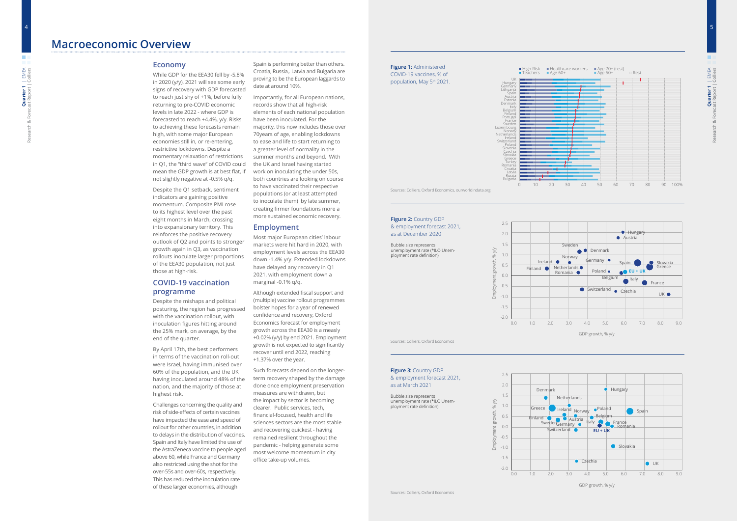# Macroeconomic Overview

## Economy

While GDP for the EEA30 fell by -5.8% in 2020 (y/y), 2021 will see some early signs of recovery with GDP forecasted to reach just shy of +1%, before fully returning to pre-COVID economic levels in late 2022 - where GDP is forecasted to reach +4.4%, y/y. Risks to achieving these forecasts remain high, with some major European economies still in, or re-entering, restrictive lockdowns. Despite a momentary relaxation of restrictions in Q1, the "third wave" of COVID could mean the GDP growth is at best flat, if not slightly negative at -0.5% q/q.

Despite the Q1 setback, sentiment indicators are gaining positive momentum. Composite PMI rose to its highest level over the past eight months in March, crossing into expansionary territory. This reinforces the positive recovery outlook of Q2 and points to stronger growth again in Q3, as vaccination rollouts inoculate larger proportions of the EEA30 population, not just those at high-risk.

## COVID-19 vaccination programme

Despite the mishaps and political posturing, the region has progressed with the vaccination rollout, with inoculation figures hitting around the 25% mark, on average, by the end of the quarter.

By April 17th, the best performers in terms of the vaccination roll-out were Israel, having immunised over 60% of the population, and the UK having inoculated around 48% of the nation, and the majority of those at highest risk.

Challenges concerning the quality and risk of side-effects of certain vaccines have impacted the ease and speed of rollout for other countries, in addition to delays in the distribution of vaccines. Spain and Italy have limited the use of the AstraZeneca vaccine to people aged above 60, while France and Germany also restricted using the shot for the over-55s and over-60s, respectively. This has reduced the inoculation rate of these larger economies, although Spain is performing better than others. Croatia, Russia,. Latvia and Bulgaria are proving to be the European laggards to date at around 10%.

Importantly, for all European nations, records show that all high-risk elements of each national population have been inoculated. For the majority, this now includes those over 70years of age, enabling lockdowns to ease and life to start returning to a greater level of normality in the summer months and beyond. With the UK and Israel having started work on inoculating the under 50s, both countries are looking on course to have vaccinated their respective populations (or at least attempted to inoculate them) by late summer, creating firmer foundations more a more sustained economic recovery.

## Employment

Most major European cities' labour markets were hit hard in 2020, with employment levels across the EEA30 down -1.4% y/y. Extended lockdowns have delayed any recovery in Q1 2021, with employment down a marginal -0.1% q/q.

Although extended fiscal support and (multiple) vaccine rollout programmes bolster hopes for a year of renewed confidence and recovery, Oxford Economics forecast for employment growth across the EEA30 is a measly +0.02% (y/y) by end 2021. Employment growth is not expected to significantly recover until end 2022, reaching +1.37% over the year.

Such forecasts depend on the longer-term recovery shaped by the damage done once employment preservation measures are withdrawn, but the impact by sector is becoming clearer. Public services, tech, financial-focused, health and life sciences sectors are the most stable and recovering quickest - having remained resilient throughout the pandemic - helping generate some most welcome momentum in city office take-up volumes.

**Figure 1:** Administered COVID-19 vaccines, % of population, May 5th 2021.

Sources: Colliers, Oxford Economics, ourworldindata.org

**Figure 2:** Country GDP & employment forecast 2021, as at December 2020

Bubble size represents unemployment rate (*ILO Unemployment rate definition).

Sources: Colliers, Oxford Economics

**Figure 3:** Country GDP & employment forecast 2021, as at March 2021

Bubble size represents unemployment rate (*ILO Unemployment rate definition).

Sources: Colliers, Oxford Economics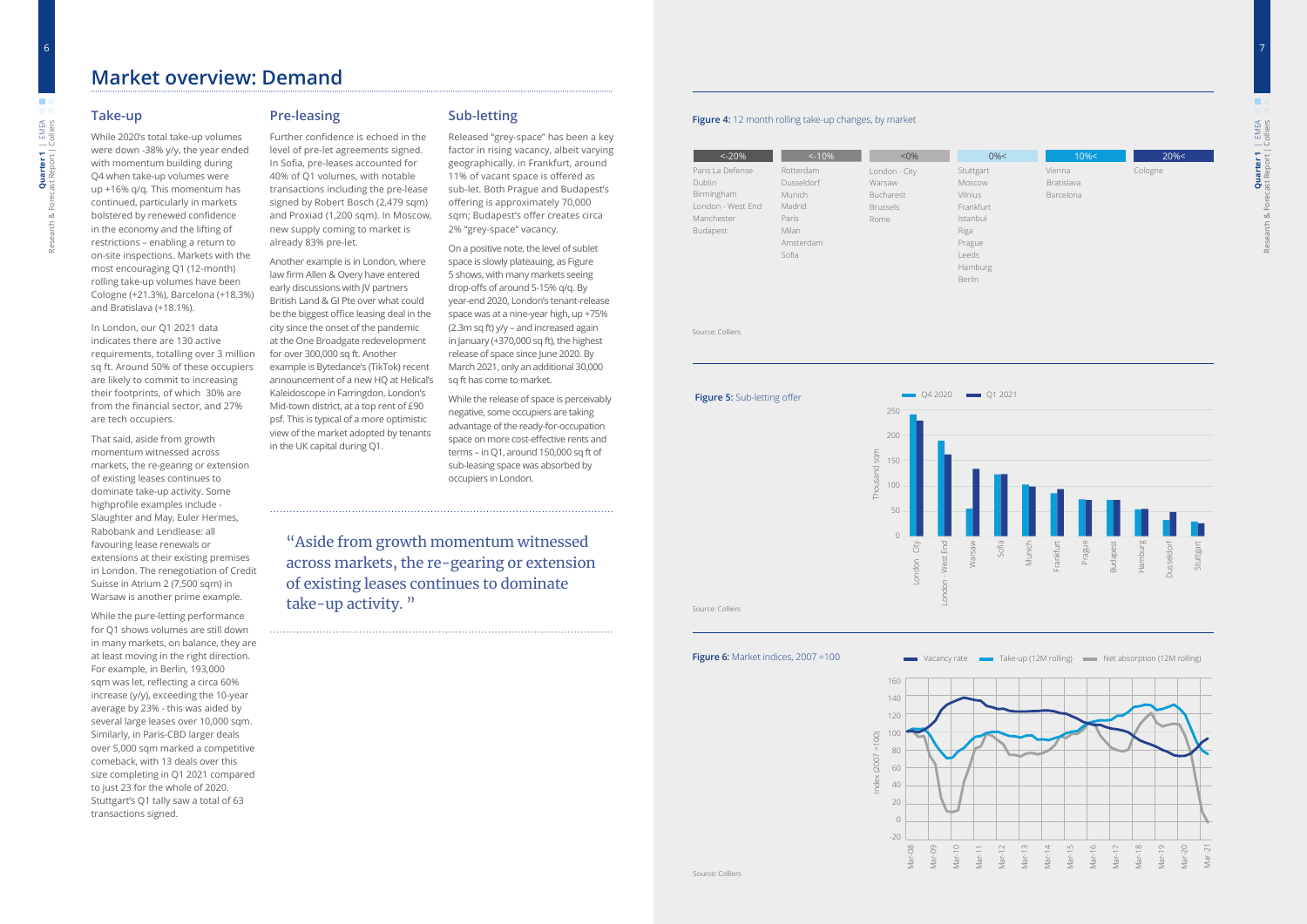# Market overview: Demand

## Take-up

While 2020's total take-up volumes were down -38% y/y, the year ended with momentum building during Q4 when take-up volumes were up +16% q/q. This momentum has continued, particularly in markets bolstered by renewed confidence in the economy and the lifting of restrictions – enabling a return to on-site inspections. Markets with the most encouraging Q1 (12-month) rolling take-up volumes have been Cologne (+21.3%), Barcelona (+18.3%) and Bratislava (+18.1%).

In London, our Q1 2021 data indicates there are 130 active requirements, totalling over 3 million sq ft. Around 50% of these occupiers are likely to commit to increasing their footprints, of which 30% are from the financial sector, and 27% are tech occupiers.

That said, aside from growth momentum witnessed across markets, the re-gearing or extension of existing leases continues to dominate take-up activity. Some highprofile examples include - Slaughter and May, Euler Hermes, Rabobank and Lendlease: all favouring lease renewals or extensions at their existing premises in London. The renegotiation of Credit Suisse in Atrium 2 (7,500 sqm) in Warsaw is another prime example.

While the pure-letting performance for Q1 shows volumes are still down in many markets, on balance, they are at least moving in the right direction. For example, in Berlin, 193,000 sqm was let, reflecting a circa 60% increase (y/y), exceeding the 10-year average by 23% - this was aided by several large leases over 10,000 sqm. Similarly, in Paris-CBD larger deals over 5,000 sqm marked a competitive comeback, with 13 deals over this size completing in Q1 2021 compared to just 23 for the whole of 2020. Stuttgart's Q1 tally saw a total of 63 transactions signed.

## Pre-leasing

Further confidence is echoed in the level of pre-let agreements signed. In Sofia, pre-leases accounted for 40% of Q1 volumes, with notable transactions including the pre-lease signed by Robert Bosch (2,479 sqm) and Proxiad (1,200 sqm). In Moscow, new supply coming to market is already 83% pre-let.

Another example is in London, where law firm Allen & Overy have entered early discussions with JV partners British Land & GI Pte over what could be the biggest office leasing deal in the city since the onset of the pandemic at the One Broadgate redevelopment for over 300,000 sq ft. Another example is Bytedance's (TikTok) recent announcement of a new HQ at Helical's Kaleidoscope in Farringdon, London's Mid-town district, at a top rent of £90 psf. This is typical of a more optimistic view of the market adopted by tenants in the UK capital during Q1.

## Sub-letting

Released "grey-space" has been a key factor in rising vacancy, albeit varying geographically. in Frankfurt, around 11% of vacant space is offered as sub-let. Both Prague and Budapest's offering is approximately 70,000 sqm; Budapest's offer creates circa 2% "grey-space" vacancy.

On a positive note, the level of sublet space is slowly plateauing, as Figure 5 shows, with many markets seeing drop-offs of around 5-15% q/q. By year-end 2020, London's tenant-release space was at a nine-year high, up +75% (2.3m sq ft) y/y – and increased again in January (+370,000 sq ft), the highest release of space since June 2020. By March 2021, only an additional 30,000 sq ft has come to market.

While the release of space is perceivably negative, some occupiers are taking advantage of the ready-for-occupation space on more cost-effective rents and terms – in Q1, around 150,000 sq ft of sub-leasing space was absorbed by occupiers in London.

> "Aside from growth momentum witnessed across markets, the re-gearing or extension of existing leases continues to dominate take-up activity. "

**Figure 4:** 12 month rolling take-up changes, by market

| <-20% | <-10% | <0% | 0%< | 10%< | 20%< |
|---|---|---|---|---|---|
| Paris La Defense | Rotterdam | London - City | Stuttgart | Vienna | Cologne |
| Dublin | Dusseldorf | Warsaw | Moscow | Bratislava | |
| Birmingham | Munich | Bucharest | Vilnius | Barcelona | |
| London - West End | Madrid | Brussels | Frankfurt | | |
| Manchester | Paris | Rome | Istanbul | | |
| Budapest | Milan | | Riga | | |
| | Amsterdam | | Prague | | |
| | Sofia | | Leeds | | |
| | | | Hamburg | | |
| | | | Berlin | | |

Source: Colliers

**Figure 5:** Sub-letting offer

Source: Colliers

**Figure 6:** Market indices, 2007 =100

Source: Colliers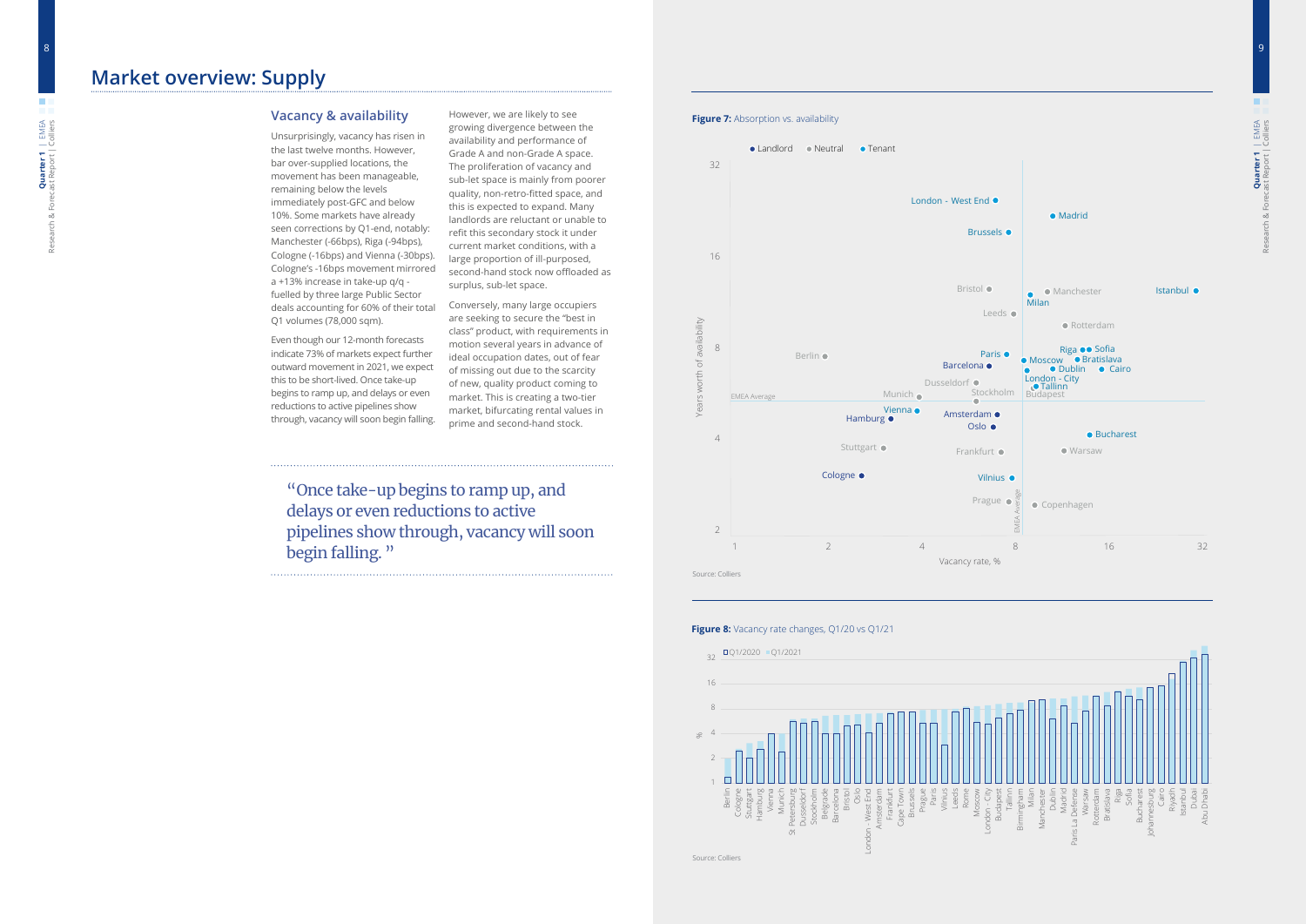# Market overview: Supply

## Vacancy & availability

Unsurprisingly, vacancy has risen in the last twelve months. However, bar over-supplied locations, the movement has been manageable, remaining below the levels immediately post-GFC and below 10%. Some markets have already seen corrections by Q1-end, notably: Manchester (-66bps), Riga (-94bps), Cologne (-16bps) and Vienna (-30bps). Cologne's -16bps movement mirrored a +13% increase in take-up q/q - fuelled by three large Public Sector deals accounting for 60% of their total Q1 volumes (78,000 sqm).

Even though our 12-month forecasts indicate 73% of markets expect further outward movement in 2021, we expect this to be short-lived. Once take-up begins to ramp up, and delays or even reductions to active pipelines show through, vacancy will soon begin falling.

However, we are likely to see growing divergence between the availability and performance of Grade A and non-Grade A space. The proliferation of vacancy and sub-let space is mainly from poorer quality, non-retro-fitted space, and this is expected to expand. Many landlords are reluctant or unable to refit this secondary stock it under current market conditions, with a large proportion of ill-purposed, second-hand stock now offloaded as surplus, sub-let space.

Conversely, many large occupiers are seeking to secure the "best in class" product, with requirements in motion several years in advance of ideal occupation dates, out of fear of missing out due to the scarcity of new, quality product coming to market. This is creating a two-tier market, bifurcating rental values in prime and second-hand stock.

> "Once take-up begins to ramp up, and delays or even reductions to active pipelines show through, vacancy will soon begin falling."

**Figure 7:** Absorption vs. availability

Source: Colliers

**Figure 8:** Vacancy rate changes, Q1/20 vs Q1/21

Source: Colliers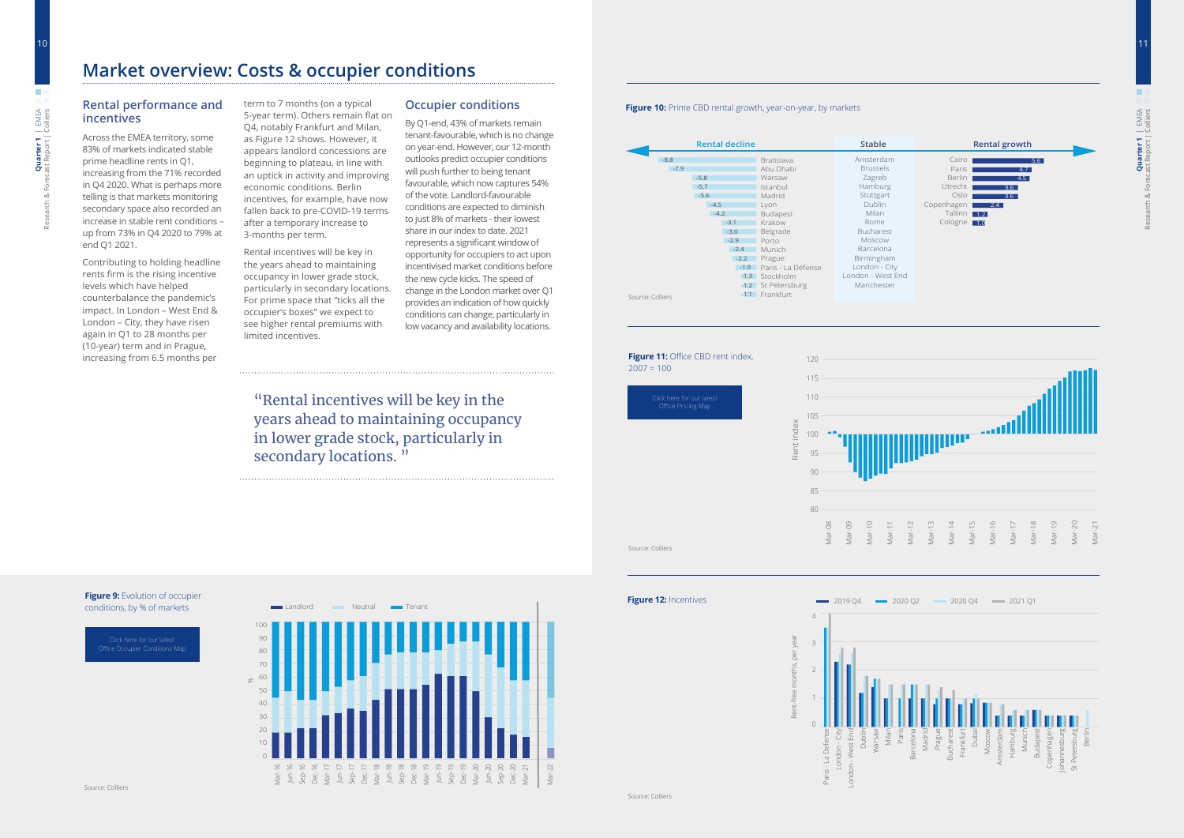# Market overview: Costs & occupier conditions

## Rental performance and incentives

Across the EMEA territory, some 83% of markets indicated stable prime headline rents in Q1, increasing from the 71% recorded in Q4 2020. What is perhaps more telling is that markets monitoring secondary space also recorded an increase in stable rent conditions – up from 73% in Q4 2020 to 79% at end Q1 2021.

Contributing to holding headline rents firm is the rising incentive levels which have helped counterbalance the pandemic's impact. In London – West End & London – City, they have risen again in Q1 to 28 months per (10-year) term and in Prague, increasing from 6.5 months per term to 7 months (on a typical 5-year term). Others remain flat on Q4, notably Frankfurt and Milan, as Figure 12 shows. However, it appears landlord concessions are beginning to plateau, in line with an uptick in activity and improving economic conditions. Berlin incentives, for example, have now fallen back to pre-COVID-19 terms after a temporary increase to 3-months per term.

Rental incentives will be key in the years ahead to maintaining occupancy in lower grade stock, particularly in secondary locations. For prime space that "ticks all the occupier's boxes" we expect to see higher rental premiums with limited incentives.

## Occupier conditions

By Q1-end, 43% of markets remain tenant-favourable, which is no change on year-end. However, our 12-month outlooks predict occupier conditions will push further to being tenant favourable, which now captures 54% of the vote. Landlord-favourable conditions are expected to diminish to just 8% of markets - their lowest share in our index to date. 2021 represents a significant window of opportunity for occupiers to act upon incentivised market conditions before the new cycle kicks. The speed of change in the London market over Q1 provides an indication of how quickly conditions can change, particularly in low vacancy and availability locations.

> "Rental incentives will be key in the years ahead to maintaining occupancy in lower grade stock, particularly in secondary locations. "

**Figure 9:** Evolution of occupier conditions, by % of markets

Click here for our latest Office Occupier Conditions Map

Source: Colliers

**Figure 10:** Prime CBD rental growth, year-on-year, by markets

| Rental decline | | Stable | Rental growth | |
|---|---|---|---|---|
| Bratislava | -8.8 | Amsterdam | Cairo | 5.6 |
| Abu Dhabi | -7.9 | Brussels | Paris | 4.7 |
| Warsaw | -5.8 | Zagreb | Berlin | 4.5 |
| Istanbul | -5.7 | Hamburg | Utrecht | 3.6 |
| Madrid | -5.6 | Stuttgart | Oslo | 3.6 |
| Lyon | -4.5 | Dublin | Copenhagen | 2.4 |
| Budapest | -4.2 | Milan | Tallinn | 1.2 |
| Krakow | -3.1 | Rome | Cologne | 1.0 |
| Belgrade | -3.0 | Bucharest | | |
| Porto | -2.9 | Moscow | | |
| Munich | -2.4 | Barcelona | | |
| Prague | -2.2 | Birmingham | | |
| Paris - La Défense | -1.9 | London - City | | |
| Stockholm | -1.3 | London - West End | | |
| St Petersburg | -1.2 | Manchester | | |
| Frankfurt | -1.1 | | | |

Source: Colliers

**Figure 11:** Office CBD rent index, 2007 = 100

Click here for our latest Office Pricing Map

Source: Colliers

**Figure 12:** Incentives

Source: Colliers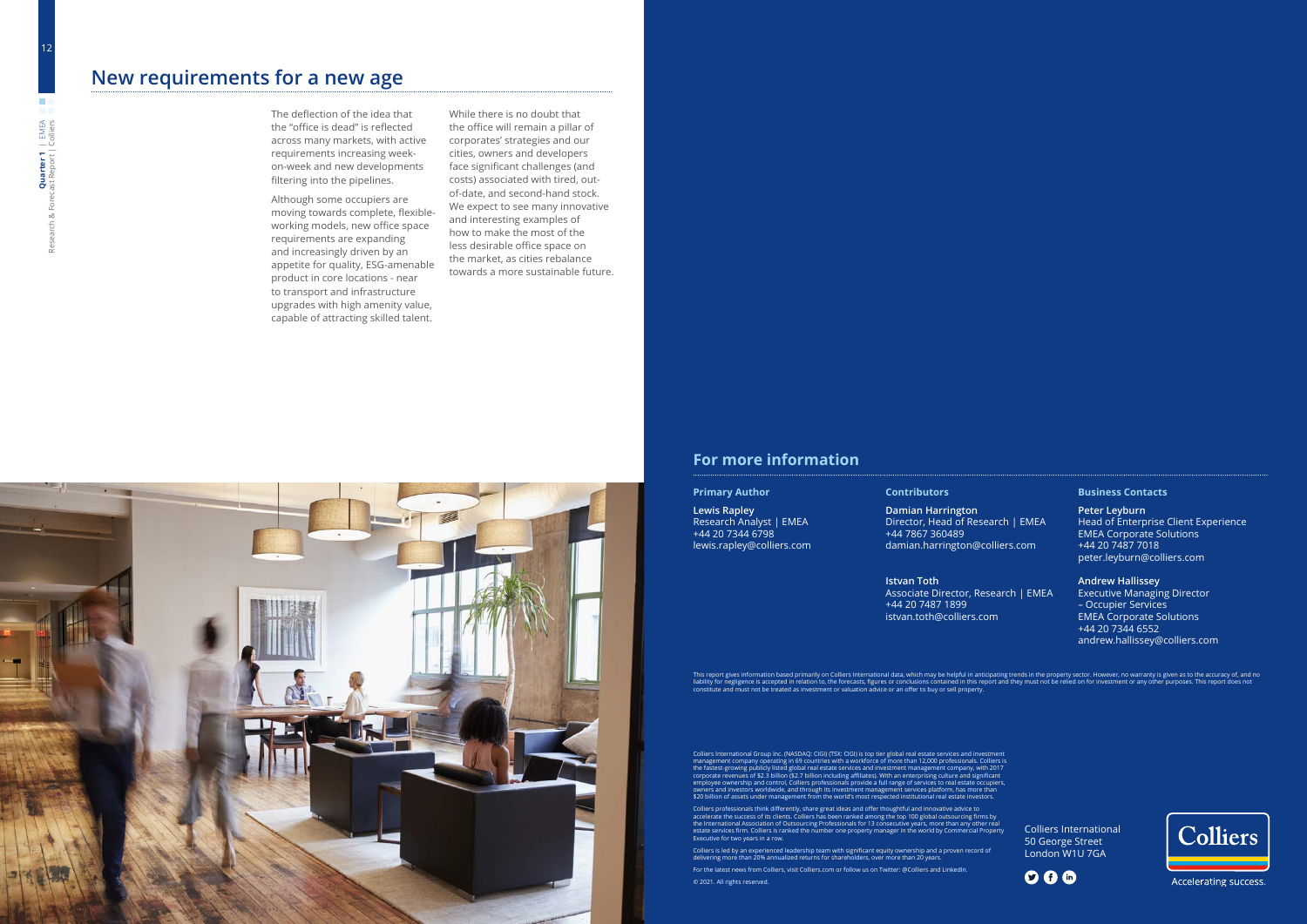## New requirements for a new age

The deflection of the idea that the "office is dead" is reflected across many markets, with active requirements increasing week-on-week and new developments filtering into the pipelines.

Although some occupiers are moving towards complete, flexible-working models, new office space requirements are expanding and increasingly driven by an appetite for quality, ESG-amenable product in core locations - near to transport and infrastructure upgrades with high amenity value, capable of attracting skilled talent.

While there is no doubt that the office will remain a pillar of corporates' strategies and our cities, owners and developers face significant challenges (and costs) associated with tired, out-of-date, and second-hand stock. We expect to see many innovative and interesting examples of how to make the most of the less desirable office space on the market, as cities rebalance towards a more sustainable future.

## For more information

**Primary Author**

**Lewis Rapley**
Research Analyst | EMEA
+44 20 7344 6798
lewis.rapley@colliers.com

**Contributors**

**Damian Harrington**
Director, Head of Research | EMEA
+44 7867 360489
damian.harrington@colliers.com

**Istvan Toth**
Associate Director, Research | EMEA
+44 20 7487 1899
istvan.toth@colliers.com

**Business Contacts**

**Peter Leyburn**
Head of Enterprise Client Experience
EMEA Corporate Solutions
+44 20 7487 7018
peter.leyburn@colliers.com

**Andrew Hallissey**
Executive Managing Director – Occupier Services
EMEA Corporate Solutions
+44 20 7344 6552
andrew.hallissey@colliers.com

This report gives information based primarily on Colliers International data, which may be helpful in anticipating trends in the property sector. However, no warranty is given as to the accuracy of, and no liability for negligence is accepted in relation to, the forecasts, figures or conclusions contained in this report and they must not be relied on for investment or any other purposes. This report does not constitute and must not be treated as investment or valuation advice or an offer to buy or sell property.

Colliers International Group Inc. (NASDAQ: CIGI) (TSX: CIGI) is top tier global real estate services and investment management company operating in 69 countries with a workforce of more than 12,000 professionals. Colliers is the fastest-growing publicly listed global real estate services and investment management company, with 2017 corporate revenues of $2.3 billion ($2.7 billion including affiliates). With an enterprising culture and significant employee ownership and control, Colliers professionals provide a full range of services to real estate occupiers, owners and investors worldwide, and through its investment management services platform, has more than $20 billion of assets under management from the world's most respected institutional real estate investors.

Colliers professionals think differently, share great ideas and offer thoughtful and innovative advice to accelerate the success of its clients. Colliers has been ranked among the top 100 global outsourcing firms by the International Association of Outsourcing Professionals for 13 consecutive years, more than any other real estate services firm. Colliers is ranked the number one property manager in the world by Commercial Property Executive for two years in a row.

Colliers is led by an experienced leadership team with significant equity ownership and a proven record of delivering more than 20% annualized returns for shareholders, over more than 20 years.

For the latest news from Colliers, visit Colliers.com or follow us on Twitter: @Colliers and LinkedIn.

© 2021. All rights reserved.

Colliers International
50 George Street
London W1U 7GA

Colliers
Accelerating success.